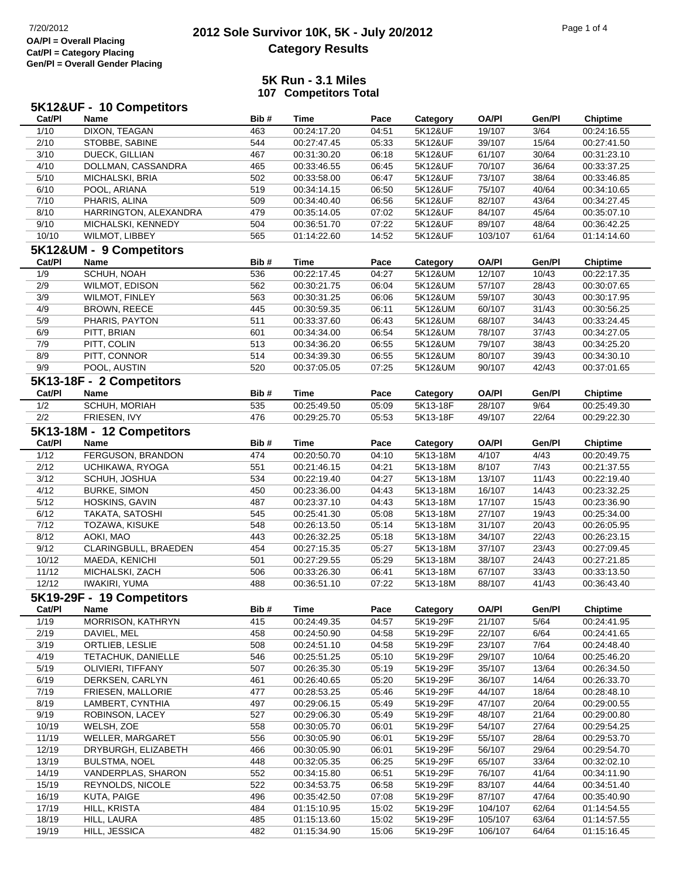7/20/2012

**OA/Pl = Overall Placing**
**Cat/Pl = Category Placing**
**Gen/Pl = Overall Gender Placing**

# 2012 Sole Survivor 10K, 5K - July 20/2012
## Category Results

### 5K Run - 3.1 Miles
### 107 Competitors Total

### 5K12&UF - 10 Competitors

| Cat/Pl | Name | Bib # | Time | Pace | Category | OA/Pl | Gen/Pl | Chiptime |
|---|---|---|---|---|---|---|---|---|
| 1/10 | DIXON, TEAGAN | 463 | 00:24:17.20 | 04:51 | 5K12&UF | 19/107 | 3/64 | 00:24:16.55 |
| 2/10 | STOBBE, SABINE | 544 | 00:27:47.45 | 05:33 | 5K12&UF | 39/107 | 15/64 | 00:27:41.50 |
| 3/10 | DUECK, GILLIAN | 467 | 00:31:30.20 | 06:18 | 5K12&UF | 61/107 | 30/64 | 00:31:23.10 |
| 4/10 | DOLLMAN, CASSANDRA | 465 | 00:33:46.55 | 06:45 | 5K12&UF | 70/107 | 36/64 | 00:33:37.25 |
| 5/10 | MICHALSKI, BRIA | 502 | 00:33:58.00 | 06:47 | 5K12&UF | 73/107 | 38/64 | 00:33:46.85 |
| 6/10 | POOL, ARIANA | 519 | 00:34:14.15 | 06:50 | 5K12&UF | 75/107 | 40/64 | 00:34:10.65 |
| 7/10 | PHARIS, ALINA | 509 | 00:34:40.40 | 06:56 | 5K12&UF | 82/107 | 43/64 | 00:34:27.45 |
| 8/10 | HARRINGTON, ALEXANDRA | 479 | 00:35:14.05 | 07:02 | 5K12&UF | 84/107 | 45/64 | 00:35:07.10 |
| 9/10 | MICHALSKI, KENNEDY | 504 | 00:36:51.70 | 07:22 | 5K12&UF | 89/107 | 48/64 | 00:36:42.25 |
| 10/10 | WILMOT, LIBBEY | 565 | 01:14:22.60 | 14:52 | 5K12&UF | 103/107 | 61/64 | 01:14:14.60 |

### 5K12&UM - 9 Competitors

| Cat/Pl | Name | Bib # | Time | Pace | Category | OA/Pl | Gen/Pl | Chiptime |
|---|---|---|---|---|---|---|---|---|
| 1/9 | SCHUH, NOAH | 536 | 00:22:17.45 | 04:27 | 5K12&UM | 12/107 | 10/43 | 00:22:17.35 |
| 2/9 | WILMOT, EDISON | 562 | 00:30:21.75 | 06:04 | 5K12&UM | 57/107 | 28/43 | 00:30:07.65 |
| 3/9 | WILMOT, FINLEY | 563 | 00:30:31.25 | 06:06 | 5K12&UM | 59/107 | 30/43 | 00:30:17.95 |
| 4/9 | BROWN, REECE | 445 | 00:30:59.35 | 06:11 | 5K12&UM | 60/107 | 31/43 | 00:30:56.25 |
| 5/9 | PHARIS, PAYTON | 511 | 00:33:37.60 | 06:43 | 5K12&UM | 68/107 | 34/43 | 00:33:24.45 |
| 6/9 | PITT, BRIAN | 601 | 00:34:34.00 | 06:54 | 5K12&UM | 78/107 | 37/43 | 00:34:27.05 |
| 7/9 | PITT, COLIN | 513 | 00:34:36.20 | 06:55 | 5K12&UM | 79/107 | 38/43 | 00:34:25.20 |
| 8/9 | PITT, CONNOR | 514 | 00:34:39.30 | 06:55 | 5K12&UM | 80/107 | 39/43 | 00:34:30.10 |
| 9/9 | POOL, AUSTIN | 520 | 00:37:05.05 | 07:25 | 5K12&UM | 90/107 | 42/43 | 00:37:01.65 |

### 5K13-18F - 2 Competitors

| Cat/Pl | Name | Bib # | Time | Pace | Category | OA/Pl | Gen/Pl | Chiptime |
|---|---|---|---|---|---|---|---|---|
| 1/2 | SCHUH, MORIAH | 535 | 00:25:49.50 | 05:09 | 5K13-18F | 28/107 | 9/64 | 00:25:49.30 |
| 2/2 | FRIESEN, IVY | 476 | 00:29:25.70 | 05:53 | 5K13-18F | 49/107 | 22/64 | 00:29:22.30 |

### 5K13-18M - 12 Competitors

| Cat/Pl | Name | Bib # | Time | Pace | Category | OA/Pl | Gen/Pl | Chiptime |
|---|---|---|---|---|---|---|---|---|
| 1/12 | FERGUSON, BRANDON | 474 | 00:20:50.70 | 04:10 | 5K13-18M | 4/107 | 4/43 | 00:20:49.75 |
| 2/12 | UCHIKAWA, RYOGA | 551 | 00:21:46.15 | 04:21 | 5K13-18M | 8/107 | 7/43 | 00:21:37.55 |
| 3/12 | SCHUH, JOSHUA | 534 | 00:22:19.40 | 04:27 | 5K13-18M | 13/107 | 11/43 | 00:22:19.40 |
| 4/12 | BURKE, SIMON | 450 | 00:23:36.00 | 04:43 | 5K13-18M | 16/107 | 14/43 | 00:23:32.25 |
| 5/12 | HOSKINS, GAVIN | 487 | 00:23:37.10 | 04:43 | 5K13-18M | 17/107 | 15/43 | 00:23:36.90 |
| 6/12 | TAKATA, SATOSHI | 545 | 00:25:41.30 | 05:08 | 5K13-18M | 27/107 | 19/43 | 00:25:34.00 |
| 7/12 | TOZAWA, KISUKE | 548 | 00:26:13.50 | 05:14 | 5K13-18M | 31/107 | 20/43 | 00:26:05.95 |
| 8/12 | AOKI, MAO | 443 | 00:26:32.25 | 05:18 | 5K13-18M | 34/107 | 22/43 | 00:26:23.15 |
| 9/12 | CLARINGBULL, BRAEDEN | 454 | 00:27:15.35 | 05:27 | 5K13-18M | 37/107 | 23/43 | 00:27:09.45 |
| 10/12 | MAEDA, KENICHI | 501 | 00:27:29.55 | 05:29 | 5K13-18M | 38/107 | 24/43 | 00:27:21.85 |
| 11/12 | MICHALSKI, ZACH | 506 | 00:33:26.30 | 06:41 | 5K13-18M | 67/107 | 33/43 | 00:33:13.50 |
| 12/12 | IWAKIRI, YUMA | 488 | 00:36:51.10 | 07:22 | 5K13-18M | 88/107 | 41/43 | 00:36:43.40 |

### 5K19-29F - 19 Competitors

| Cat/Pl | Name | Bib # | Time | Pace | Category | OA/Pl | Gen/Pl | Chiptime |
|---|---|---|---|---|---|---|---|---|
| 1/19 | MORRISON, KATHRYN | 415 | 00:24:49.35 | 04:57 | 5K19-29F | 21/107 | 5/64 | 00:24:41.95 |
| 2/19 | DAVIEL, MEL | 458 | 00:24:50.90 | 04:58 | 5K19-29F | 22/107 | 6/64 | 00:24:41.65 |
| 3/19 | ORTLIEB, LESLIE | 508 | 00:24:51.10 | 04:58 | 5K19-29F | 23/107 | 7/64 | 00:24:48.40 |
| 4/19 | TETACHUK, DANIELLE | 546 | 00:25:51.25 | 05:10 | 5K19-29F | 29/107 | 10/64 | 00:25:46.20 |
| 5/19 | OLIVIERI, TIFFANY | 507 | 00:26:35.30 | 05:19 | 5K19-29F | 35/107 | 13/64 | 00:26:34.50 |
| 6/19 | DERKSEN, CARLYN | 461 | 00:26:40.65 | 05:20 | 5K19-29F | 36/107 | 14/64 | 00:26:33.70 |
| 7/19 | FRIESEN, MALLORIE | 477 | 00:28:53.25 | 05:46 | 5K19-29F | 44/107 | 18/64 | 00:28:48.10 |
| 8/19 | LAMBERT, CYNTHIA | 497 | 00:29:06.15 | 05:49 | 5K19-29F | 47/107 | 20/64 | 00:29:00.55 |
| 9/19 | ROBINSON, LACEY | 527 | 00:29:06.30 | 05:49 | 5K19-29F | 48/107 | 21/64 | 00:29:00.80 |
| 10/19 | WELSH, ZOE | 558 | 00:30:05.70 | 06:01 | 5K19-29F | 54/107 | 27/64 | 00:29:54.25 |
| 11/19 | WELLER, MARGARET | 556 | 00:30:05.90 | 06:01 | 5K19-29F | 55/107 | 28/64 | 00:29:53.70 |
| 12/19 | DRYBURGH, ELIZABETH | 466 | 00:30:05.90 | 06:01 | 5K19-29F | 56/107 | 29/64 | 00:29:54.70 |
| 13/19 | BULSTMA, NOEL | 448 | 00:32:05.35 | 06:25 | 5K19-29F | 65/107 | 33/64 | 00:32:02.10 |
| 14/19 | VANDERPLAS, SHARON | 552 | 00:34:15.80 | 06:51 | 5K19-29F | 76/107 | 41/64 | 00:34:11.90 |
| 15/19 | REYNOLDS, NICOLE | 522 | 00:34:53.75 | 06:58 | 5K19-29F | 83/107 | 44/64 | 00:34:51.40 |
| 16/19 | KUTA, PAIGE | 496 | 00:35:42.50 | 07:08 | 5K19-29F | 87/107 | 47/64 | 00:35:40.90 |
| 17/19 | HILL, KRISTA | 484 | 01:15:10.95 | 15:02 | 5K19-29F | 104/107 | 62/64 | 01:14:54.55 |
| 18/19 | HILL, LAURA | 485 | 01:15:13.60 | 15:02 | 5K19-29F | 105/107 | 63/64 | 01:14:57.55 |
| 19/19 | HILL, JESSICA | 482 | 01:15:34.90 | 15:06 | 5K19-29F | 106/107 | 64/64 | 01:15:16.45 |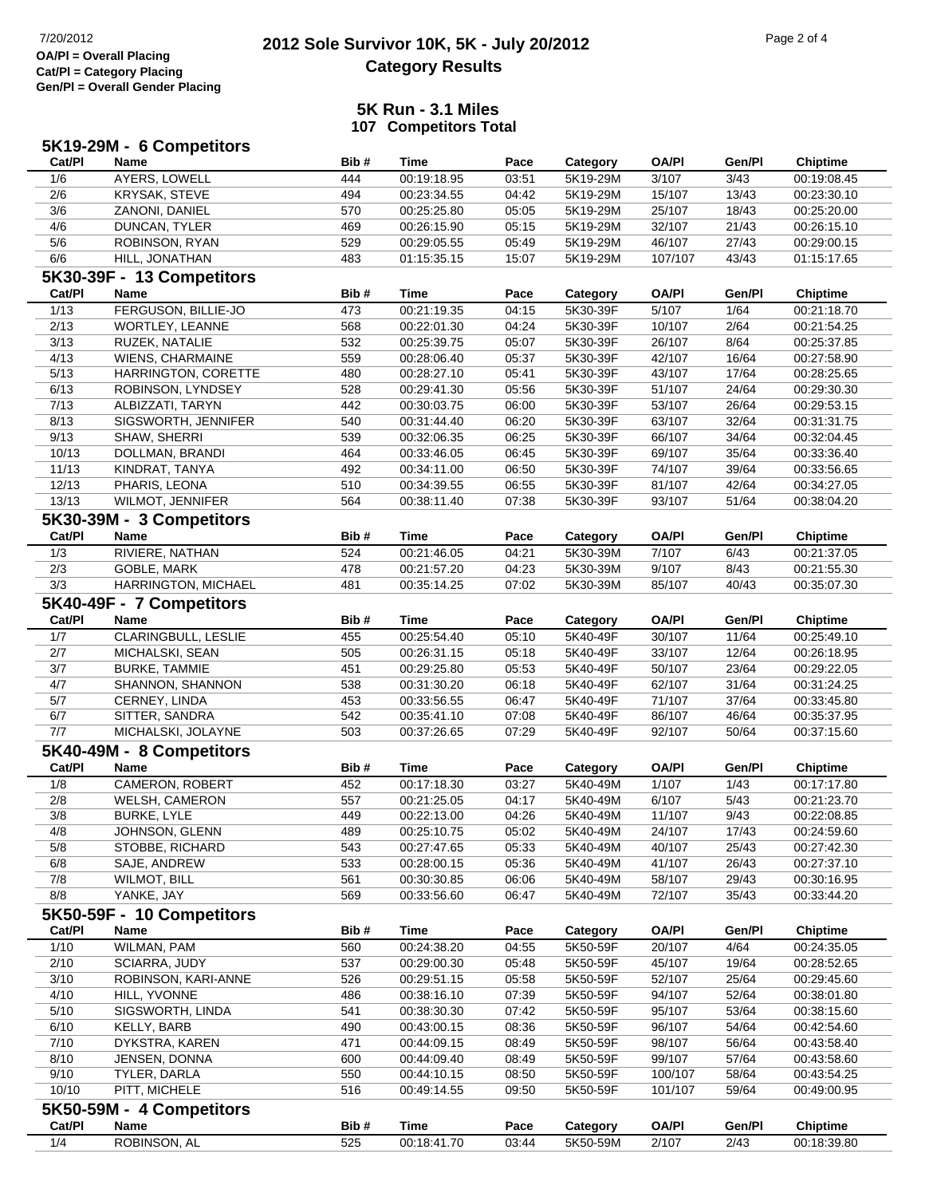# 2012 Sole Survivor 10K, 5K - July 20/2012
## Category Results

OA/Pl = Overall Placing
Cat/Pl = Category Placing
Gen/Pl = Overall Gender Placing

### 5K Run - 3.1 Miles
### 107 Competitors Total

### 5K19-29M - 6 Competitors

| Cat/Pl | Name | Bib # | Time | Pace | Category | OA/Pl | Gen/Pl | Chiptime |
|---|---|---|---|---|---|---|---|---|
| 1/6 | AYERS, LOWELL | 444 | 00:19:18.95 | 03:51 | 5K19-29M | 3/107 | 3/43 | 00:19:08.45 |
| 2/6 | KRYSAK, STEVE | 494 | 00:23:34.55 | 04:42 | 5K19-29M | 15/107 | 13/43 | 00:23:30.10 |
| 3/6 | ZANONI, DANIEL | 570 | 00:25:25.80 | 05:05 | 5K19-29M | 25/107 | 18/43 | 00:25:20.00 |
| 4/6 | DUNCAN, TYLER | 469 | 00:26:15.90 | 05:15 | 5K19-29M | 32/107 | 21/43 | 00:26:15.10 |
| 5/6 | ROBINSON, RYAN | 529 | 00:29:05.55 | 05:49 | 5K19-29M | 46/107 | 27/43 | 00:29:00.15 |
| 6/6 | HILL, JONATHAN | 483 | 01:15:35.15 | 15:07 | 5K19-29M | 107/107 | 43/43 | 01:15:17.65 |

### 5K30-39F - 13 Competitors

| Cat/Pl | Name | Bib # | Time | Pace | Category | OA/Pl | Gen/Pl | Chiptime |
|---|---|---|---|---|---|---|---|---|
| 1/13 | FERGUSON, BILLIE-JO | 473 | 00:21:19.35 | 04:15 | 5K30-39F | 5/107 | 1/64 | 00:21:18.70 |
| 2/13 | WORTLEY, LEANNE | 568 | 00:22:01.30 | 04:24 | 5K30-39F | 10/107 | 2/64 | 00:21:54.25 |
| 3/13 | RUZEK, NATALIE | 532 | 00:25:39.75 | 05:07 | 5K30-39F | 26/107 | 8/64 | 00:25:37.85 |
| 4/13 | WIENS, CHARMAINE | 559 | 00:28:06.40 | 05:37 | 5K30-39F | 42/107 | 16/64 | 00:27:58.90 |
| 5/13 | HARRINGTON, CORETTE | 480 | 00:28:27.10 | 05:41 | 5K30-39F | 43/107 | 17/64 | 00:28:25.65 |
| 6/13 | ROBINSON, LYNDSEY | 528 | 00:29:41.30 | 05:56 | 5K30-39F | 51/107 | 24/64 | 00:29:30.30 |
| 7/13 | ALBIZZATI, TARYN | 442 | 00:30:03.75 | 06:00 | 5K30-39F | 53/107 | 26/64 | 00:29:53.15 |
| 8/13 | SIGSWORTH, JENNIFER | 540 | 00:31:44.40 | 06:20 | 5K30-39F | 63/107 | 32/64 | 00:31:31.75 |
| 9/13 | SHAW, SHERRI | 539 | 00:32:06.35 | 06:25 | 5K30-39F | 66/107 | 34/64 | 00:32:04.45 |
| 10/13 | DOLLMAN, BRANDI | 464 | 00:33:46.05 | 06:45 | 5K30-39F | 69/107 | 35/64 | 00:33:36.40 |
| 11/13 | KINDRAT, TANYA | 492 | 00:34:11.00 | 06:50 | 5K30-39F | 74/107 | 39/64 | 00:33:56.65 |
| 12/13 | PHARIS, LEONA | 510 | 00:34:39.55 | 06:55 | 5K30-39F | 81/107 | 42/64 | 00:34:27.05 |
| 13/13 | WILMOT, JENNIFER | 564 | 00:38:11.40 | 07:38 | 5K30-39F | 93/107 | 51/64 | 00:38:04.20 |

### 5K30-39M - 3 Competitors

| Cat/Pl | Name | Bib # | Time | Pace | Category | OA/Pl | Gen/Pl | Chiptime |
|---|---|---|---|---|---|---|---|---|
| 1/3 | RIVIERE, NATHAN | 524 | 00:21:46.05 | 04:21 | 5K30-39M | 7/107 | 6/43 | 00:21:37.05 |
| 2/3 | GOBLE, MARK | 478 | 00:21:57.20 | 04:23 | 5K30-39M | 9/107 | 8/43 | 00:21:55.30 |
| 3/3 | HARRINGTON, MICHAEL | 481 | 00:35:14.25 | 07:02 | 5K30-39M | 85/107 | 40/43 | 00:35:07.30 |

### 5K40-49F - 7 Competitors

| Cat/Pl | Name | Bib # | Time | Pace | Category | OA/Pl | Gen/Pl | Chiptime |
|---|---|---|---|---|---|---|---|---|
| 1/7 | CLARINGBULL, LESLIE | 455 | 00:25:54.40 | 05:10 | 5K40-49F | 30/107 | 11/64 | 00:25:49.10 |
| 2/7 | MICHALSKI, SEAN | 505 | 00:26:31.15 | 05:18 | 5K40-49F | 33/107 | 12/64 | 00:26:18.95 |
| 3/7 | BURKE, TAMMIE | 451 | 00:29:25.80 | 05:53 | 5K40-49F | 50/107 | 23/64 | 00:29:22.05 |
| 4/7 | SHANNON, SHANNON | 538 | 00:31:30.20 | 06:18 | 5K40-49F | 62/107 | 31/64 | 00:31:24.25 |
| 5/7 | CERNEY, LINDA | 453 | 00:33:56.55 | 06:47 | 5K40-49F | 71/107 | 37/64 | 00:33:45.80 |
| 6/7 | SITTER, SANDRA | 542 | 00:35:41.10 | 07:08 | 5K40-49F | 86/107 | 46/64 | 00:35:37.95 |
| 7/7 | MICHALSKI, JOLAYNE | 503 | 00:37:26.65 | 07:29 | 5K40-49F | 92/107 | 50/64 | 00:37:15.60 |

### 5K40-49M - 8 Competitors

| Cat/Pl | Name | Bib # | Time | Pace | Category | OA/Pl | Gen/Pl | Chiptime |
|---|---|---|---|---|---|---|---|---|
| 1/8 | CAMERON, ROBERT | 452 | 00:17:18.30 | 03:27 | 5K40-49M | 1/107 | 1/43 | 00:17:17.80 |
| 2/8 | WELSH, CAMERON | 557 | 00:21:25.05 | 04:17 | 5K40-49M | 6/107 | 5/43 | 00:21:23.70 |
| 3/8 | BURKE, LYLE | 449 | 00:22:13.00 | 04:26 | 5K40-49M | 11/107 | 9/43 | 00:22:08.85 |
| 4/8 | JOHNSON, GLENN | 489 | 00:25:10.75 | 05:02 | 5K40-49M | 24/107 | 17/43 | 00:24:59.60 |
| 5/8 | STOBBE, RICHARD | 543 | 00:27:47.65 | 05:33 | 5K40-49M | 40/107 | 25/43 | 00:27:42.30 |
| 6/8 | SAJE, ANDREW | 533 | 00:28:00.15 | 05:36 | 5K40-49M | 41/107 | 26/43 | 00:27:37.10 |
| 7/8 | WILMOT, BILL | 561 | 00:30:30.85 | 06:06 | 5K40-49M | 58/107 | 29/43 | 00:30:16.95 |
| 8/8 | YANKE, JAY | 569 | 00:33:56.60 | 06:47 | 5K40-49M | 72/107 | 35/43 | 00:33:44.20 |

### 5K50-59F - 10 Competitors

| Cat/Pl | Name | Bib # | Time | Pace | Category | OA/Pl | Gen/Pl | Chiptime |
|---|---|---|---|---|---|---|---|---|
| 1/10 | WILMAN, PAM | 560 | 00:24:38.20 | 04:55 | 5K50-59F | 20/107 | 4/64 | 00:24:35.05 |
| 2/10 | SCIARRA, JUDY | 537 | 00:29:00.30 | 05:48 | 5K50-59F | 45/107 | 19/64 | 00:28:52.65 |
| 3/10 | ROBINSON, KARI-ANNE | 526 | 00:29:51.15 | 05:58 | 5K50-59F | 52/107 | 25/64 | 00:29:45.60 |
| 4/10 | HILL, YVONNE | 486 | 00:38:16.10 | 07:39 | 5K50-59F | 94/107 | 52/64 | 00:38:01.80 |
| 5/10 | SIGSWORTH, LINDA | 541 | 00:38:30.30 | 07:42 | 5K50-59F | 95/107 | 53/64 | 00:38:15.60 |
| 6/10 | KELLY, BARB | 490 | 00:43:00.15 | 08:36 | 5K50-59F | 96/107 | 54/64 | 00:42:54.60 |
| 7/10 | DYKSTRA, KAREN | 471 | 00:44:09.15 | 08:49 | 5K50-59F | 98/107 | 56/64 | 00:43:58.40 |
| 8/10 | JENSEN, DONNA | 600 | 00:44:09.40 | 08:49 | 5K50-59F | 99/107 | 57/64 | 00:43:58.60 |
| 9/10 | TYLER, DARLA | 550 | 00:44:10.15 | 08:50 | 5K50-59F | 100/107 | 58/64 | 00:43:54.25 |
| 10/10 | PITT, MICHELE | 516 | 00:49:14.55 | 09:50 | 5K50-59F | 101/107 | 59/64 | 00:49:00.95 |

### 5K50-59M - 4 Competitors

| Cat/Pl | Name | Bib # | Time | Pace | Category | OA/Pl | Gen/Pl | Chiptime |
|---|---|---|---|---|---|---|---|---|
| 1/4 | ROBINSON, AL | 525 | 00:18:41.70 | 03:44 | 5K50-59M | 2/107 | 2/43 | 00:18:39.80 |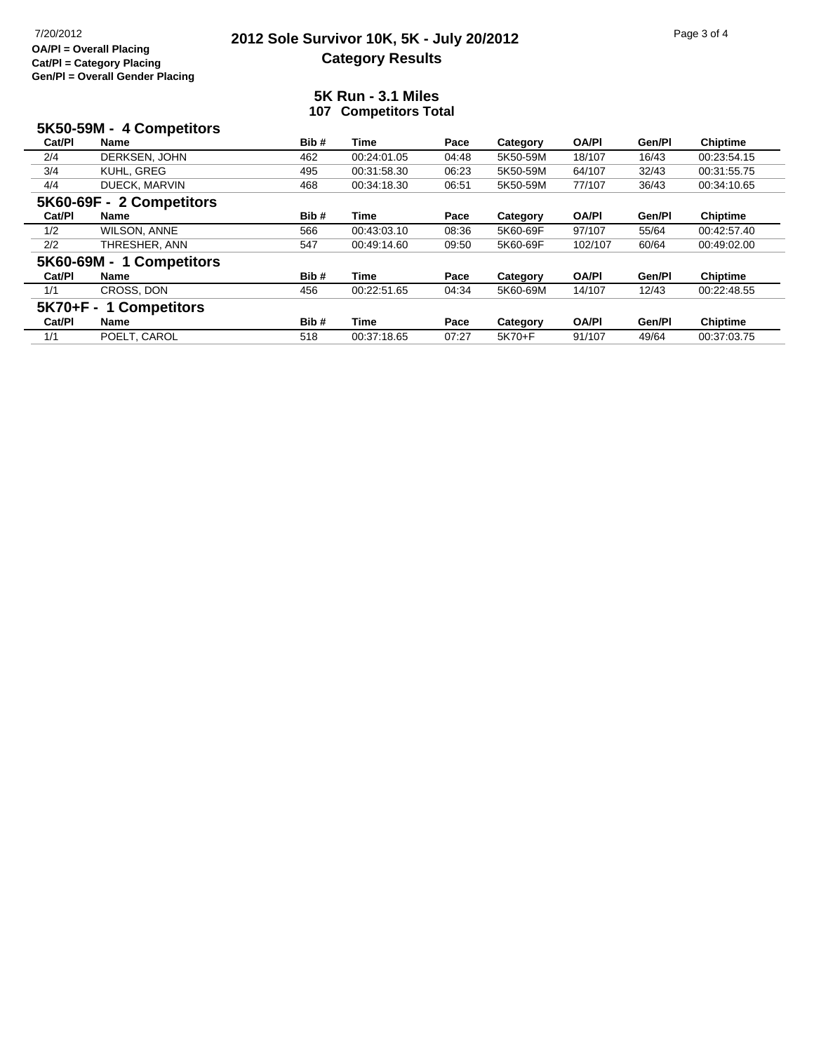7/20/2012

**OA/Pl = Overall Placing**
**Cat/Pl = Category Placing**
**Gen/Pl = Overall Gender Placing**

# 2012 Sole Survivor 10K, 5K - July 20/2012
## Category Results

### 5K Run - 3.1 Miles
### 107 Competitors Total

### 5K50-59M - 4 Competitors

| Cat/Pl | Name | Bib # | Time | Pace | Category | OA/Pl | Gen/Pl | Chiptime |
|---|---|---|---|---|---|---|---|---|
| 2/4 | DERKSEN, JOHN | 462 | 00:24:01.05 | 04:48 | 5K50-59M | 18/107 | 16/43 | 00:23:54.15 |
| 3/4 | KUHL, GREG | 495 | 00:31:58.30 | 06:23 | 5K50-59M | 64/107 | 32/43 | 00:31:55.75 |
| 4/4 | DUECK, MARVIN | 468 | 00:34:18.30 | 06:51 | 5K50-59M | 77/107 | 36/43 | 00:34:10.65 |

### 5K60-69F - 2 Competitors

| Cat/Pl | Name | Bib # | Time | Pace | Category | OA/Pl | Gen/Pl | Chiptime |
|---|---|---|---|---|---|---|---|---|
| 1/2 | WILSON, ANNE | 566 | 00:43:03.10 | 08:36 | 5K60-69F | 97/107 | 55/64 | 00:42:57.40 |
| 2/2 | THRESHER, ANN | 547 | 00:49:14.60 | 09:50 | 5K60-69F | 102/107 | 60/64 | 00:49:02.00 |

### 5K60-69M - 1 Competitors

| Cat/Pl | Name | Bib # | Time | Pace | Category | OA/Pl | Gen/Pl | Chiptime |
|---|---|---|---|---|---|---|---|---|
| 1/1 | CROSS, DON | 456 | 00:22:51.65 | 04:34 | 5K60-69M | 14/107 | 12/43 | 00:22:48.55 |

### 5K70+F - 1 Competitors

| Cat/Pl | Name | Bib # | Time | Pace | Category | OA/Pl | Gen/Pl | Chiptime |
|---|---|---|---|---|---|---|---|---|
| 1/1 | POELT, CAROL | 518 | 00:37:18.65 | 07:27 | 5K70+F | 91/107 | 49/64 | 00:37:03.75 |